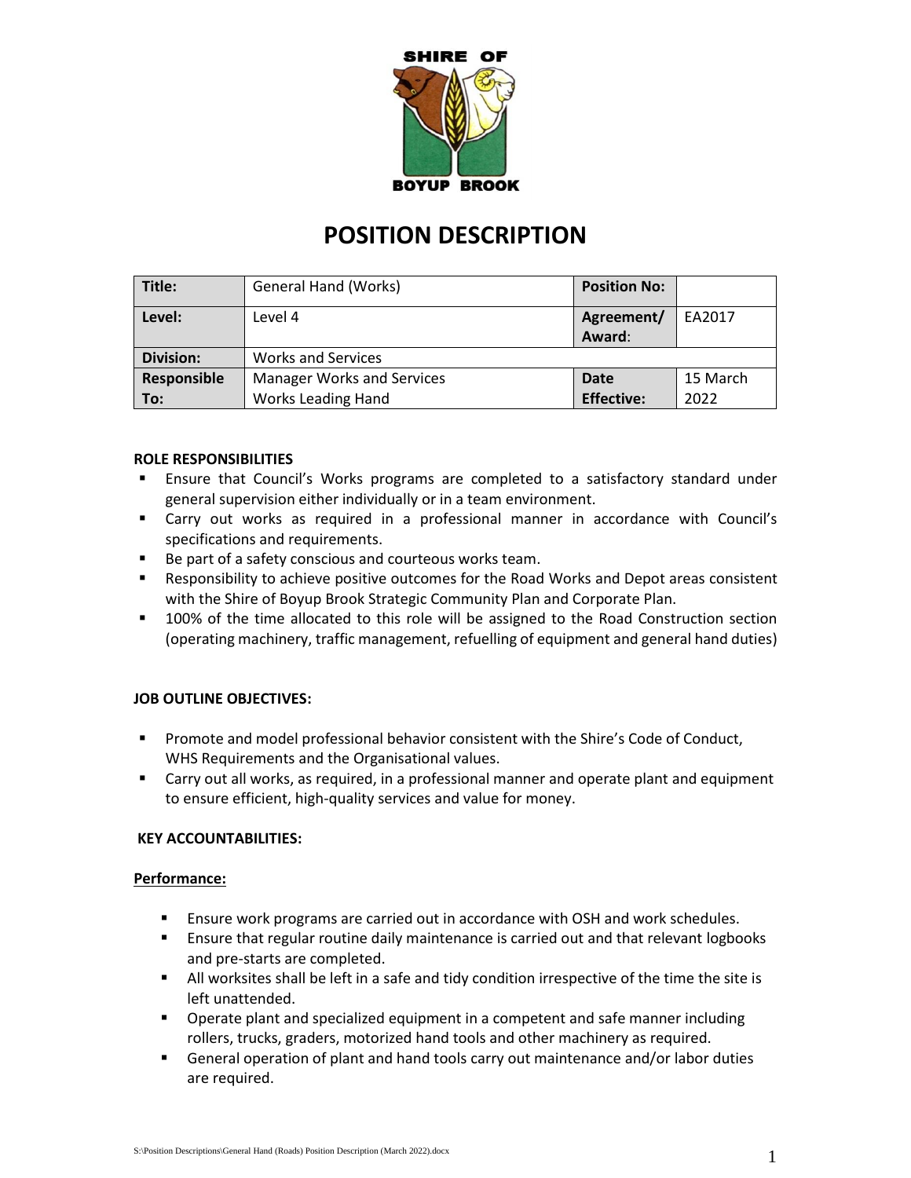SHIRE OF BOYUP BROOK

# POSITION DESCRIPTION

| Title: | General Hand (Works) | Position No: | |
|---|---|---|---|
| Level: | Level 4 | Agreement/ Award: | EA2017 |
| Division: | Works and Services | | |
| Responsible To: | Manager Works and Services<br>Works Leading Hand | Date Effective: | 15 March 2022 |

**ROLE RESPONSIBILITIES**

- Ensure that Council's Works programs are completed to a satisfactory standard under general supervision either individually or in a team environment.
- Carry out works as required in a professional manner in accordance with Council's specifications and requirements.
- Be part of a safety conscious and courteous works team.
- Responsibility to achieve positive outcomes for the Road Works and Depot areas consistent with the Shire of Boyup Brook Strategic Community Plan and Corporate Plan.
- 100% of the time allocated to this role will be assigned to the Road Construction section (operating machinery, traffic management, refuelling of equipment and general hand duties)

**JOB OUTLINE OBJECTIVES:**

- Promote and model professional behavior consistent with the Shire's Code of Conduct, WHS Requirements and the Organisational values.
- Carry out all works, as required, in a professional manner and operate plant and equipment to ensure efficient, high-quality services and value for money.

**KEY ACCOUNTABILITIES:**

**Performance:**

- Ensure work programs are carried out in accordance with OSH and work schedules.
- Ensure that regular routine daily maintenance is carried out and that relevant logbooks and pre-starts are completed.
- All worksites shall be left in a safe and tidy condition irrespective of the time the site is left unattended.
- Operate plant and specialized equipment in a competent and safe manner including rollers, trucks, graders, motorized hand tools and other machinery as required.
- General operation of plant and hand tools carry out maintenance and/or labor duties are required.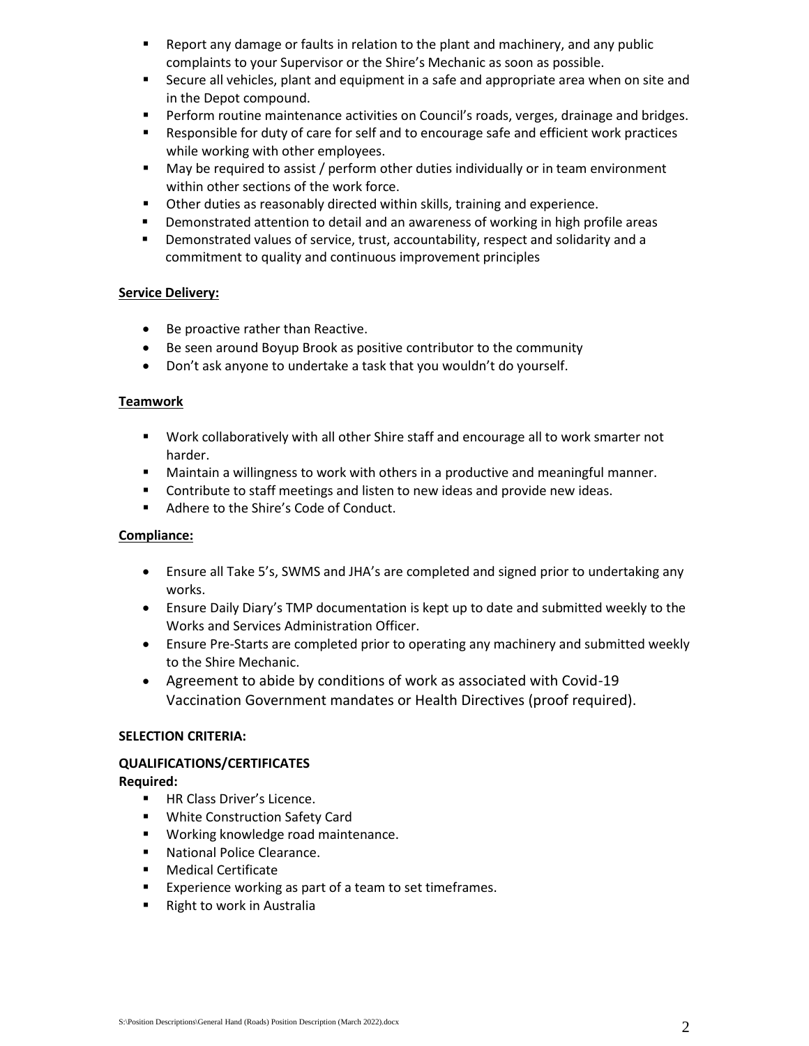- Report any damage or faults in relation to the plant and machinery, and any public complaints to your Supervisor or the Shire's Mechanic as soon as possible.
- Secure all vehicles, plant and equipment in a safe and appropriate area when on site and in the Depot compound.
- Perform routine maintenance activities on Council's roads, verges, drainage and bridges.
- Responsible for duty of care for self and to encourage safe and efficient work practices while working with other employees.
- May be required to assist / perform other duties individually or in team environment within other sections of the work force.
- Other duties as reasonably directed within skills, training and experience.
- Demonstrated attention to detail and an awareness of working in high profile areas
- Demonstrated values of service, trust, accountability, respect and solidarity and a commitment to quality and continuous improvement principles

**Service Delivery:**

- Be proactive rather than Reactive.
- Be seen around Boyup Brook as positive contributor to the community
- Don't ask anyone to undertake a task that you wouldn't do yourself.

**Teamwork**

- Work collaboratively with all other Shire staff and encourage all to work smarter not harder.
- Maintain a willingness to work with others in a productive and meaningful manner.
- Contribute to staff meetings and listen to new ideas and provide new ideas.
- Adhere to the Shire's Code of Conduct.

**Compliance:**

- Ensure all Take 5's, SWMS and JHA's are completed and signed prior to undertaking any works.
- Ensure Daily Diary's TMP documentation is kept up to date and submitted weekly to the Works and Services Administration Officer.
- Ensure Pre-Starts are completed prior to operating any machinery and submitted weekly to the Shire Mechanic.
- Agreement to abide by conditions of work as associated with Covid-19 Vaccination Government mandates or Health Directives (proof required).

**SELECTION CRITERIA:**

**QUALIFICATIONS/CERTIFICATES**

**Required:**

- HR Class Driver's Licence.
- White Construction Safety Card
- Working knowledge road maintenance.
- National Police Clearance.
- Medical Certificate
- Experience working as part of a team to set timeframes.
- Right to work in Australia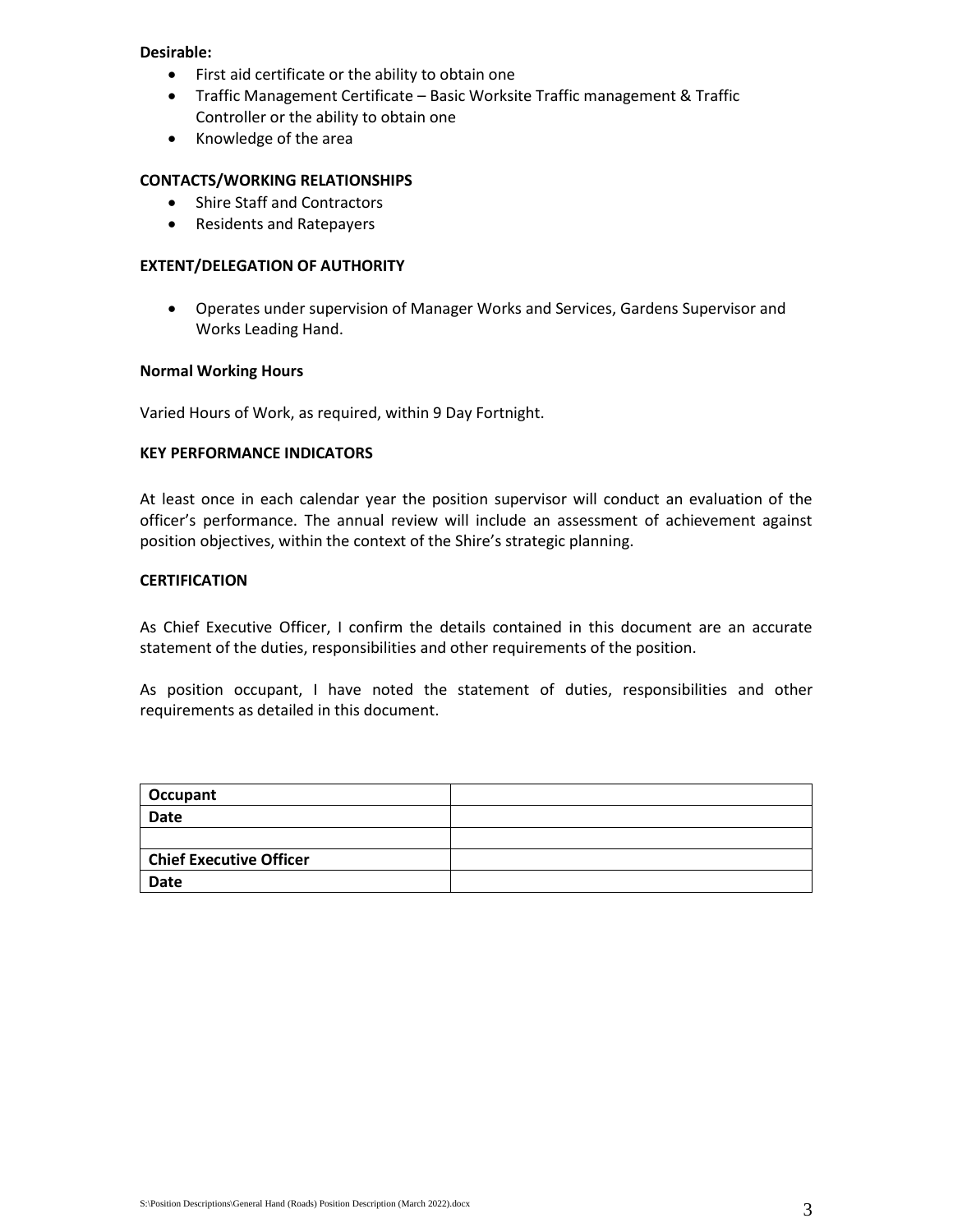**Desirable:**

- First aid certificate or the ability to obtain one
- Traffic Management Certificate – Basic Worksite Traffic management & Traffic Controller or the ability to obtain one
- Knowledge of the area

**CONTACTS/WORKING RELATIONSHIPS**

- Shire Staff and Contractors
- Residents and Ratepayers

**EXTENT/DELEGATION OF AUTHORITY**

- Operates under supervision of Manager Works and Services, Gardens Supervisor and Works Leading Hand.

**Normal Working Hours**

Varied Hours of Work, as required, within 9 Day Fortnight.

**KEY PERFORMANCE INDICATORS**

At least once in each calendar year the position supervisor will conduct an evaluation of the officer's performance. The annual review will include an assessment of achievement against position objectives, within the context of the Shire's strategic planning.

**CERTIFICATION**

As Chief Executive Officer, I confirm the details contained in this document are an accurate statement of the duties, responsibilities and other requirements of the position.

As position occupant, I have noted the statement of duties, responsibilities and other requirements as detailed in this document.

| | |
|---|---|
| **Occupant** | |
| **Date** | |
| | |
| **Chief Executive Officer** | |
| **Date** | |

S:\Position Descriptions\General Hand (Roads) Position Description (March 2022).docx